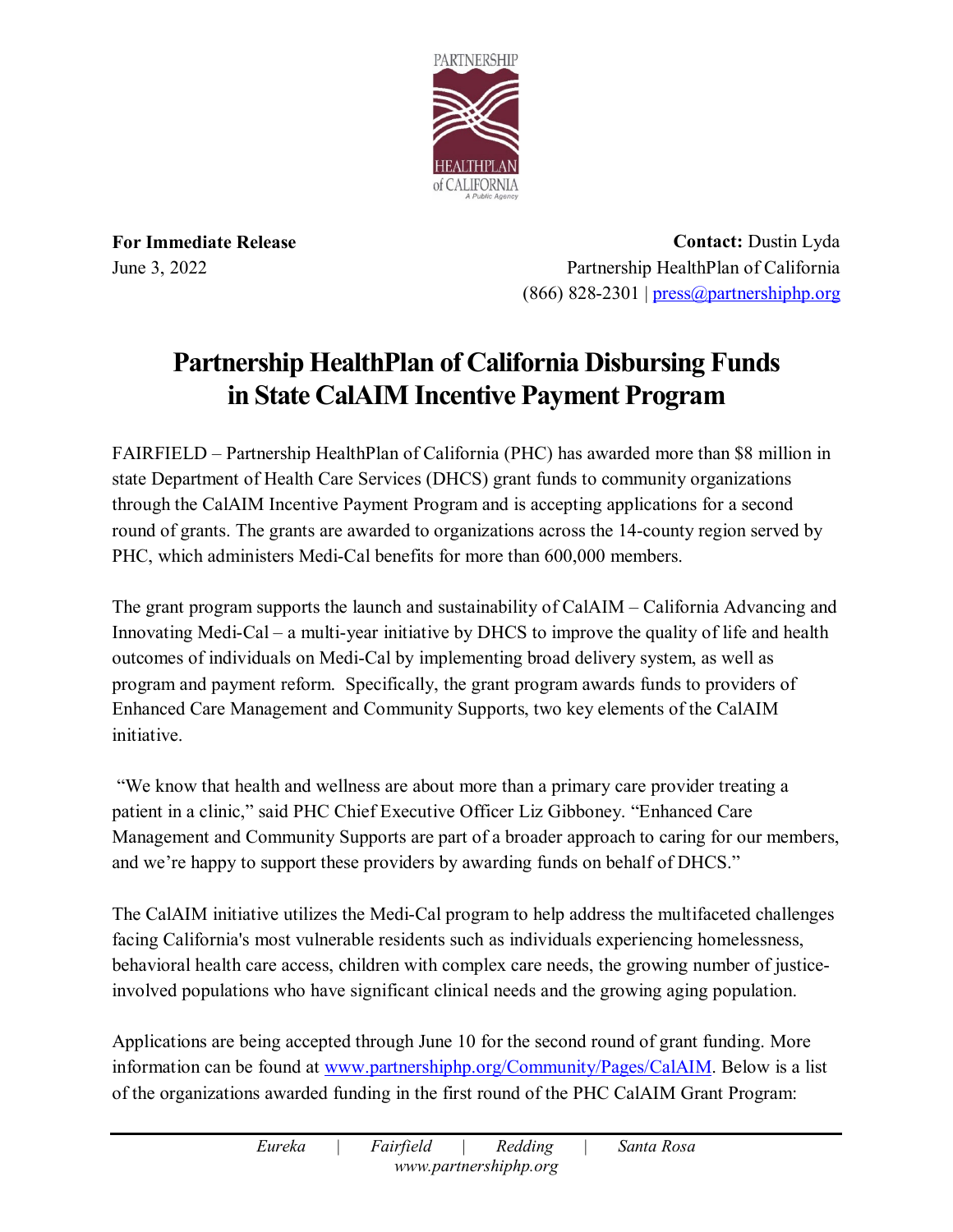**For Immediate Release**
June 3, 2022

**Contact:** Dustin Lyda
Partnership HealthPlan of California
(866) 828-2301 | press@partnershiphp.org

# Partnership HealthPlan of California Disbursing Funds in State CalAIM Incentive Payment Program

FAIRFIELD – Partnership HealthPlan of California (PHC) has awarded more than $8 million in state Department of Health Care Services (DHCS) grant funds to community organizations through the CalAIM Incentive Payment Program and is accepting applications for a second round of grants. The grants are awarded to organizations across the 14-county region served by PHC, which administers Medi-Cal benefits for more than 600,000 members.

The grant program supports the launch and sustainability of CalAIM – California Advancing and Innovating Medi-Cal – a multi-year initiative by DHCS to improve the quality of life and health outcomes of individuals on Medi-Cal by implementing broad delivery system, as well as program and payment reform. Specifically, the grant program awards funds to providers of Enhanced Care Management and Community Supports, two key elements of the CalAIM initiative.

"We know that health and wellness are about more than a primary care provider treating a patient in a clinic," said PHC Chief Executive Officer Liz Gibboney. "Enhanced Care Management and Community Supports are part of a broader approach to caring for our members, and we're happy to support these providers by awarding funds on behalf of DHCS."

The CalAIM initiative utilizes the Medi-Cal program to help address the multifaceted challenges facing California's most vulnerable residents such as individuals experiencing homelessness, behavioral health care access, children with complex care needs, the growing number of justice-involved populations who have significant clinical needs and the growing aging population.

Applications are being accepted through June 10 for the second round of grant funding. More information can be found at www.partnershiphp.org/Community/Pages/CalAIM. Below is a list of the organizations awarded funding in the first round of the PHC CalAIM Grant Program: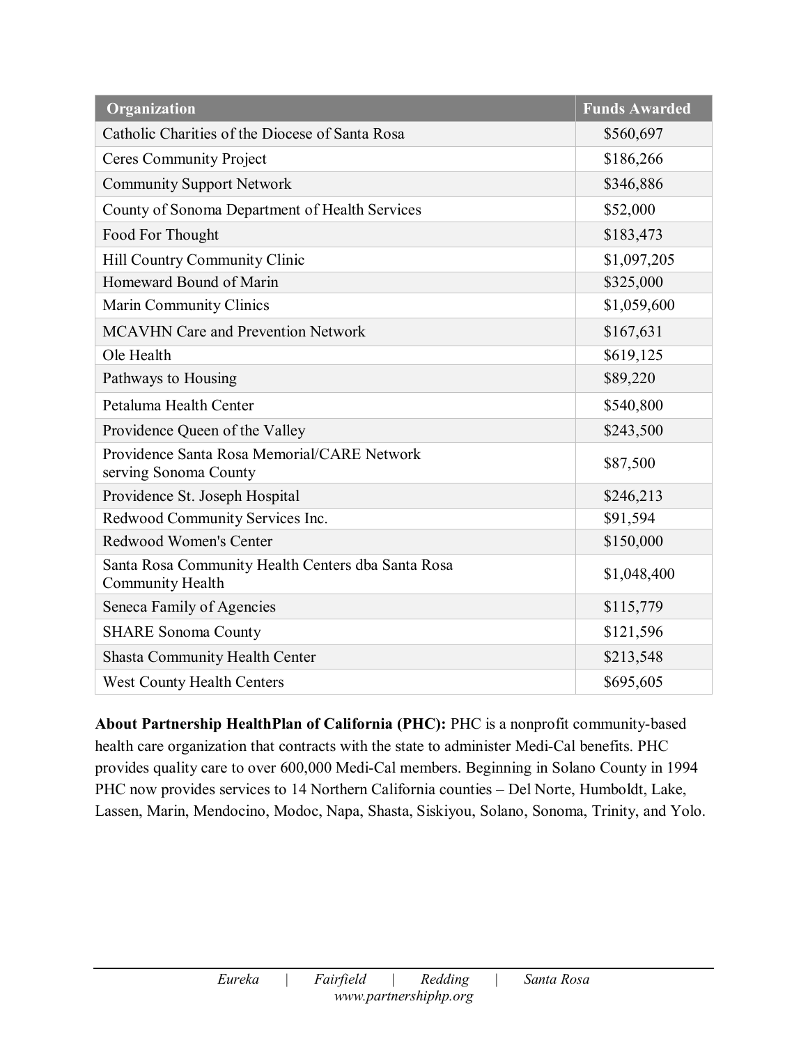| Organization | Funds Awarded |
|---|---|
| Catholic Charities of the Diocese of Santa Rosa | $560,697 |
| Ceres Community Project | $186,266 |
| Community Support Network | $346,886 |
| County of Sonoma Department of Health Services | $52,000 |
| Food For Thought | $183,473 |
| Hill Country Community Clinic | $1,097,205 |
| Homeward Bound of Marin | $325,000 |
| Marin Community Clinics | $1,059,600 |
| MCAVHN Care and Prevention Network | $167,631 |
| Ole Health | $619,125 |
| Pathways to Housing | $89,220 |
| Petaluma Health Center | $540,800 |
| Providence Queen of the Valley | $243,500 |
| Providence Santa Rosa Memorial/CARE Network serving Sonoma County | $87,500 |
| Providence St. Joseph Hospital | $246,213 |
| Redwood Community Services Inc. | $91,594 |
| Redwood Women's Center | $150,000 |
| Santa Rosa Community Health Centers dba Santa Rosa Community Health | $1,048,400 |
| Seneca Family of Agencies | $115,779 |
| SHARE Sonoma County | $121,596 |
| Shasta Community Health Center | $213,548 |
| West County Health Centers | $695,605 |

**About Partnership HealthPlan of California (PHC):** PHC is a nonprofit community-based health care organization that contracts with the state to administer Medi-Cal benefits. PHC provides quality care to over 600,000 Medi-Cal members. Beginning in Solano County in 1994 PHC now provides services to 14 Northern California counties – Del Norte, Humboldt, Lake, Lassen, Marin, Mendocino, Modoc, Napa, Shasta, Siskiyou, Solano, Sonoma, Trinity, and Yolo.